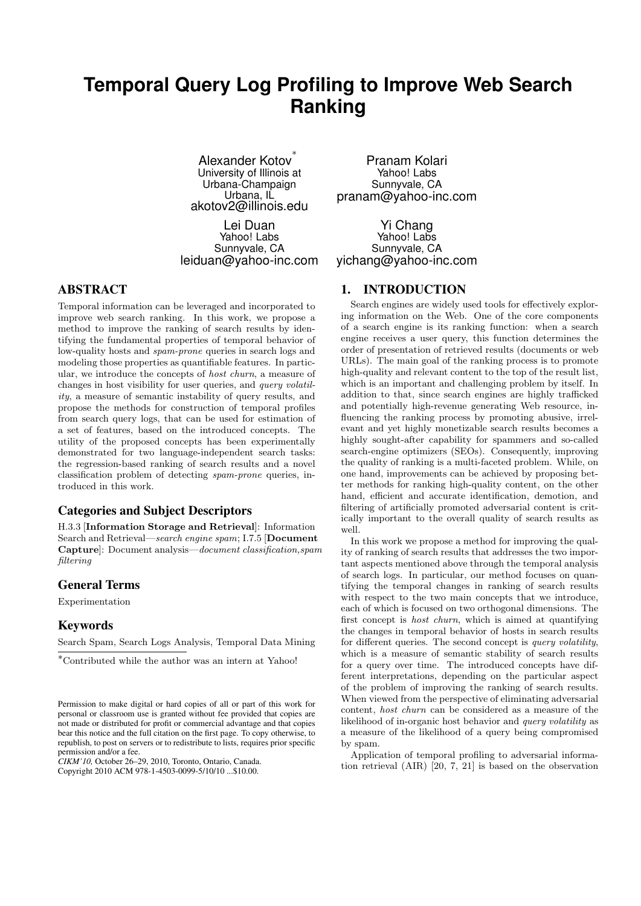# Temporal Query Log Profiling to Improve Web Search Ranking

Alexander Kotov[*]
University of Illinois at Urbana-Champaign
Urbana, IL
akotov2@illinois.edu

Pranam Kolari
Yahoo! Labs
Sunnyvale, CA
pranam@yahoo-inc.com

Lei Duan
Yahoo! Labs
Sunnyvale, CA
leiduan@yahoo-inc.com

Yi Chang
Yahoo! Labs
Sunnyvale, CA
yichang@yahoo-inc.com

## ABSTRACT

Temporal information can be leveraged and incorporated to improve web search ranking. In this work, we propose a method to improve the ranking of search results by identifying the fundamental properties of temporal behavior of low-quality hosts and *spam-prone* queries in search logs and modeling those properties as quantifiable features. In particular, we introduce the concepts of *host churn*, a measure of changes in host visibility for user queries, and *query volatility*, a measure of semantic instability of query results, and propose the methods for construction of temporal profiles from search query logs, that can be used for estimation of a set of features, based on the introduced concepts. The utility of the proposed concepts has been experimentally demonstrated for two language-independent search tasks: the regression-based ranking of search results and a novel classification problem of detecting *spam-prone* queries, introduced in this work.

### Categories and Subject Descriptors

H.3.3 [**Information Storage and Retrieval**]: Information Search and Retrieval—*search engine spam*; I.7.5 [**Document Capture**]: Document analysis—*document classification,spam filtering*

### General Terms

Experimentation

### Keywords

Search Spam, Search Logs Analysis, Temporal Data Mining

[*]Contributed while the author was an intern at Yahoo!

Permission to make digital or hard copies of all or part of this work for personal or classroom use is granted without fee provided that copies are not made or distributed for profit or commercial advantage and that copies bear this notice and the full citation on the first page. To copy otherwise, to republish, to post on servers or to redistribute to lists, requires prior specific permission and/or a fee.
*CIKM'10,* October 26–29, 2010, Toronto, Ontario, Canada.
Copyright 2010 ACM 978-1-4503-0099-5/10/10 ...$10.00.

## 1. INTRODUCTION

Search engines are widely used tools for effectively exploring information on the Web. One of the core components of a search engine is its ranking function: when a search engine receives a user query, this function determines the order of presentation of retrieved results (documents or web URLs). The main goal of the ranking process is to promote high-quality and relevant content to the top of the result list, which is an important and challenging problem by itself. In addition to that, since search engines are highly trafficked and potentially high-revenue generating Web resource, influencing the ranking process by promoting abusive, irrelevant and yet highly monetizable search results becomes a highly sought-after capability for spammers and so-called search-engine optimizers (SEOs). Consequently, improving the quality of ranking is a multi-faceted problem. While, on one hand, improvements can be achieved by proposing better methods for ranking high-quality content, on the other hand, efficient and accurate identification, demotion, and filtering of artificially promoted adversarial content is critically important to the overall quality of search results as well.

In this work we propose a method for improving the quality of ranking of search results that addresses the two important aspects mentioned above through the temporal analysis of search logs. In particular, our method focuses on quantifying the temporal changes in ranking of search results with respect to the two main concepts that we introduce, each of which is focused on two orthogonal dimensions. The first concept is *host churn*, which is aimed at quantifying the changes in temporal behavior of hosts in search results for different queries. The second concept is *query volatility*, which is a measure of semantic stability of search results for a query over time. The introduced concepts have different interpretations, depending on the particular aspect of the problem of improving the ranking of search results. When viewed from the perspective of eliminating adversarial content, *host churn* can be considered as a measure of the likelihood of in-organic host behavior and *query volatility* as a measure of the likelihood of a query being compromised by spam.

Application of temporal profiling to adversarial information retrieval (AIR) [20, 7, 21] is based on the observation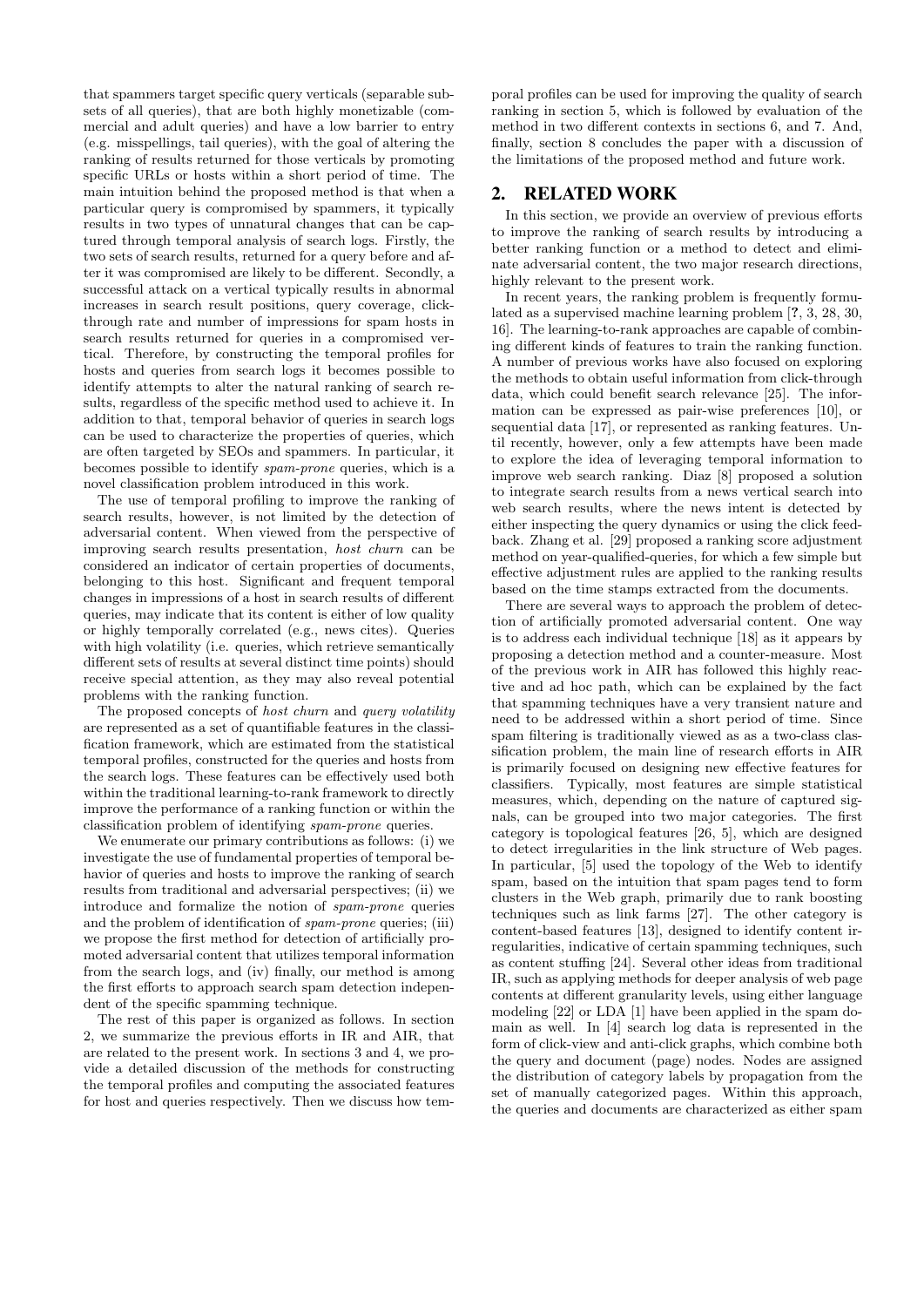that spammers target specific query verticals (separable subsets of all queries), that are both highly monetizable (commercial and adult queries) and have a low barrier to entry (e.g. misspellings, tail queries), with the goal of altering the ranking of results returned for those verticals by promoting specific URLs or hosts within a short period of time. The main intuition behind the proposed method is that when a particular query is compromised by spammers, it typically results in two types of unnatural changes that can be captured through temporal analysis of search logs. Firstly, the two sets of search results, returned for a query before and after it was compromised are likely to be different. Secondly, a successful attack on a vertical typically results in abnormal increases in search result positions, query coverage, click-through rate and number of impressions for spam hosts in search results returned for queries in a compromised vertical. Therefore, by constructing the temporal profiles for hosts and queries from search logs it becomes possible to identify attempts to alter the natural ranking of search results, regardless of the specific method used to achieve it. In addition to that, temporal behavior of queries in search logs can be used to characterize the properties of queries, which are often targeted by SEOs and spammers. In particular, it becomes possible to identify *spam-prone* queries, which is a novel classification problem introduced in this work.

The use of temporal profiling to improve the ranking of search results, however, is not limited by the detection of adversarial content. When viewed from the perspective of improving search results presentation, *host churn* can be considered an indicator of certain properties of documents, belonging to this host. Significant and frequent temporal changes in impressions of a host in search results of different queries, may indicate that its content is either of low quality or highly temporally correlated (e.g., news cites). Queries with high volatility (i.e. queries, which retrieve semantically different sets of results at several distinct time points) should receive special attention, as they may also reveal potential problems with the ranking function.

The proposed concepts of *host churn* and *query volatility* are represented as a set of quantifiable features in the classification framework, which are estimated from the statistical temporal profiles, constructed for the queries and hosts from the search logs. These features can be effectively used both within the traditional learning-to-rank framework to directly improve the performance of a ranking function or within the classification problem of identifying *spam-prone* queries.

We enumerate our primary contributions as follows: (i) we investigate the use of fundamental properties of temporal behavior of queries and hosts to improve the ranking of search results from traditional and adversarial perspectives; (ii) we introduce and formalize the notion of *spam-prone* queries and the problem of identification of *spam-prone* queries; (iii) we propose the first method for detection of artificially promoted adversarial content that utilizes temporal information from the search logs, and (iv) finally, our method is among the first efforts to approach search spam detection independent of the specific spamming technique.

The rest of this paper is organized as follows. In section 2, we summarize the previous efforts in IR and AIR, that are related to the present work. In sections 3 and 4, we provide a detailed discussion of the methods for constructing the temporal profiles and computing the associated features for host and queries respectively. Then we discuss how temporal profiles can be used for improving the quality of search ranking in section 5, which is followed by evaluation of the method in two different contexts in sections 6, and 7. And, finally, section 8 concludes the paper with a discussion of the limitations of the proposed method and future work.

## 2. RELATED WORK

In this section, we provide an overview of previous efforts to improve the ranking of search results by introducing a better ranking function or a method to detect and eliminate adversarial content, the two major research directions, highly relevant to the present work.

In recent years, the ranking problem is frequently formulated as a supervised machine learning problem [?, 3, 28, 30, 16]. The learning-to-rank approaches are capable of combining different kinds of features to train the ranking function. A number of previous works have also focused on exploring the methods to obtain useful information from click-through data, which could benefit search relevance [25]. The information can be expressed as pair-wise preferences [10], or sequential data [17], or represented as ranking features. Until recently, however, only a few attempts have been made to explore the idea of leveraging temporal information to improve web search ranking. Diaz [8] proposed a solution to integrate search results from a news vertical search into web search results, where the news intent is detected by either inspecting the query dynamics or using the click feedback. Zhang et al. [29] proposed a ranking score adjustment method on year-qualified-queries, for which a few simple but effective adjustment rules are applied to the ranking results based on the time stamps extracted from the documents.

There are several ways to approach the problem of detection of artificially promoted adversarial content. One way is to address each individual technique [18] as it appears by proposing a detection method and a counter-measure. Most of the previous work in AIR has followed this highly reactive and ad hoc path, which can be explained by the fact that spamming techniques have a very transient nature and need to be addressed within a short period of time. Since spam filtering is traditionally viewed as as a two-class classification problem, the main line of research efforts in AIR is primarily focused on designing new effective features for classifiers. Typically, most features are simple statistical measures, which, depending on the nature of captured signals, can be grouped into two major categories. The first category is topological features [26, 5], which are designed to detect irregularities in the link structure of Web pages. In particular, [5] used the topology of the Web to identify spam, based on the intuition that spam pages tend to form clusters in the Web graph, primarily due to rank boosting techniques such as link farms [27]. The other category is content-based features [13], designed to identify content irregularities, indicative of certain spamming techniques, such as content stuffing [24]. Several other ideas from traditional IR, such as applying methods for deeper analysis of web page contents at different granularity levels, using either language modeling [22] or LDA [1] have been applied in the spam domain as well. In [4] search log data is represented in the form of click-view and anti-click graphs, which combine both the query and document (page) nodes. Nodes are assigned the distribution of category labels by propagation from the set of manually categorized pages. Within this approach, the queries and documents are characterized as either spam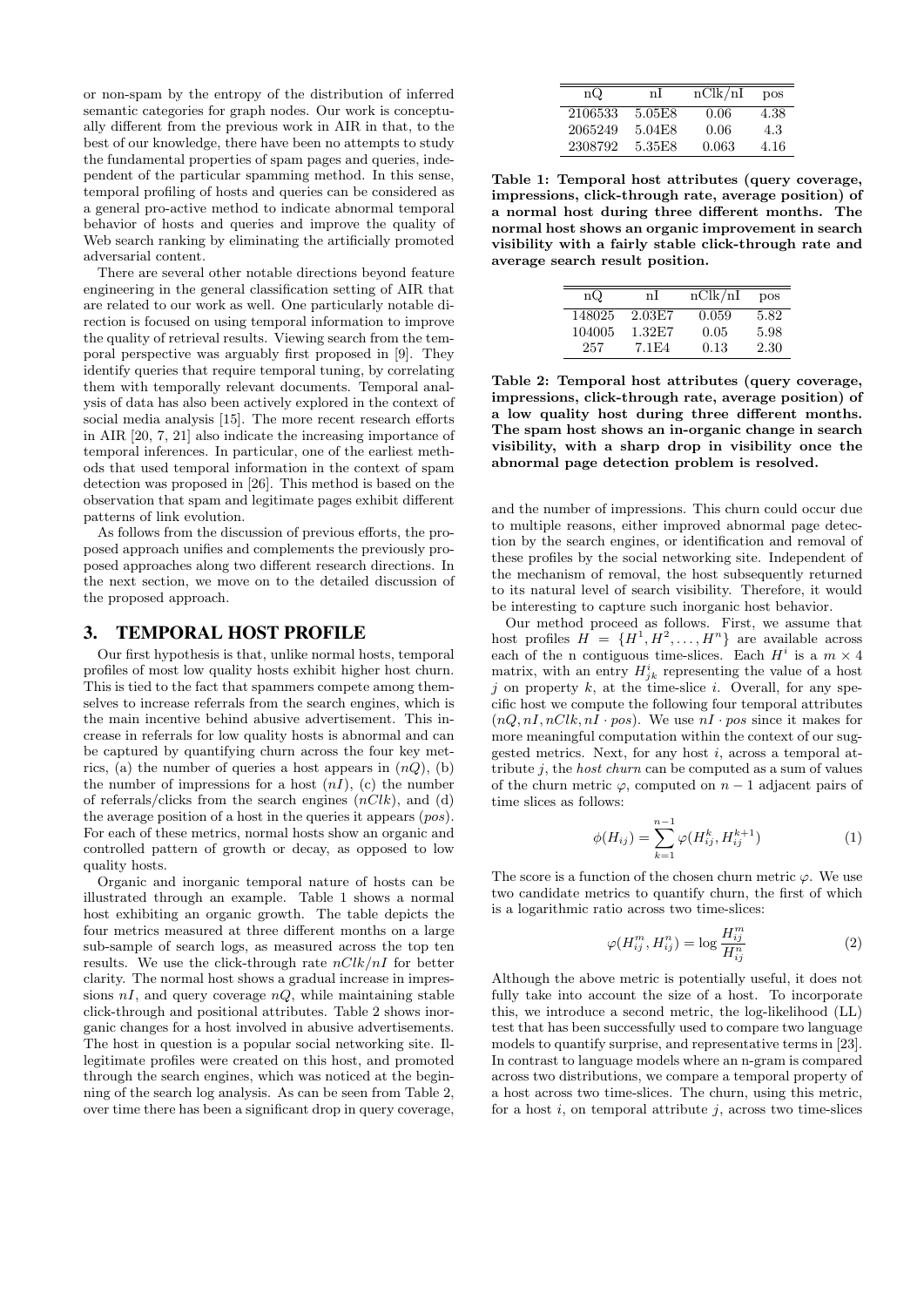or non-spam by the entropy of the distribution of inferred semantic categories for graph nodes. Our work is conceptually different from the previous work in AIR in that, to the best of our knowledge, there have been no attempts to study the fundamental properties of spam pages and queries, independent of the particular spamming method. In this sense, temporal profiling of hosts and queries can be considered as a general pro-active method to indicate abnormal temporal behavior of hosts and queries and improve the quality of Web search ranking by eliminating the artificially promoted adversarial content.

There are several other notable directions beyond feature engineering in the general classification setting of AIR that are related to our work as well. One particularly notable direction is focused on using temporal information to improve the quality of retrieval results. Viewing search from the temporal perspective was arguably first proposed in [9]. They identify queries that require temporal tuning, by correlating them with temporally relevant documents. Temporal analysis of data has also been actively explored in the context of social media analysis [15]. The more recent research efforts in AIR [20, 7, 21] also indicate the increasing importance of temporal inferences. In particular, one of the earliest methods that used temporal information in the context of spam detection was proposed in [26]. This method is based on the observation that spam and legitimate pages exhibit different patterns of link evolution.

As follows from the discussion of previous efforts, the proposed approach unifies and complements the previously proposed approaches along two different research directions. In the next section, we move on to the detailed discussion of the proposed approach.

## 3. TEMPORAL HOST PROFILE

Our first hypothesis is that, unlike normal hosts, temporal profiles of most low quality hosts exhibit higher host churn. This is tied to the fact that spammers compete among themselves to increase referrals from the search engines, which is the main incentive behind abusive advertisement. This increase in referrals for low quality hosts is abnormal and can be captured by quantifying churn across the four key metrics, (a) the number of queries a host appears in ($nQ$), (b) the number of impressions for a host ($nI$), (c) the number of referrals/clicks from the search engines ($nClk$), and (d) the average position of a host in the queries it appears ($pos$). For each of these metrics, normal hosts show an organic and controlled pattern of growth or decay, as opposed to low quality hosts.

Organic and inorganic temporal nature of hosts can be illustrated through an example. Table 1 shows a normal host exhibiting an organic growth. The table depicts the four metrics measured at three different months on a large sub-sample of search logs, as measured across the top ten results. We use the click-through rate $nClk/nI$ for better clarity. The normal host shows a gradual increase in impressions $nI$, and query coverage $nQ$, while maintaining stable click-through and positional attributes. Table 2 shows inorganic changes for a host involved in abusive advertisements. The host in question is a popular social networking site. Illegitimate profiles were created on this host, and promoted through the search engines, which was noticed at the beginning of the search log analysis. As can be seen from Table 2, over time there has been a significant drop in query coverage,

| nQ | nI | nClk/nI | pos |
|---|---|---|---|
| 2106533 | 5.05E8 | 0.06 | 4.38 |
| 2065249 | 5.04E8 | 0.06 | 4.3 |
| 2308792 | 5.35E8 | 0.063 | 4.16 |

**Table 1: Temporal host attributes (query coverage, impressions, click-through rate, average position) of a normal host during three different months. The normal host shows an organic improvement in search visibility with a fairly stable click-through rate and average search result position.**

| nQ | nI | nClk/nI | pos |
|---|---|---|---|
| 148025 | 2.03E7 | 0.059 | 5.82 |
| 104005 | 1.32E7 | 0.05 | 5.98 |
| 257 | 7.1E4 | 0.13 | 2.30 |

**Table 2: Temporal host attributes (query coverage, impressions, click-through rate, average position) of a low quality host during three different months. The spam host shows an in-organic change in search visibility, with a sharp drop in visibility once the abnormal page detection problem is resolved.**

and the number of impressions. This churn could occur due to multiple reasons, either improved abnormal page detection by the search engines, or identification and removal of these profiles by the social networking site. Independent of the mechanism of removal, the host subsequently returned to its natural level of search visibility. Therefore, it would be interesting to capture such inorganic host behavior.

Our method proceed as follows. First, we assume that host profiles $H = \{H^1, H^2, \ldots, H^n\}$ are available across each of the n contiguous time-slices. Each $H^i$ is a $m \times 4$ matrix, with an entry $H^i_{jk}$ representing the value of a host $j$ on property $k$, at the time-slice $i$. Overall, for any specific host we compute the following four temporal attributes $(nQ, nI, nClk, nI \cdot pos)$. We use $nI \cdot pos$ since it makes for more meaningful computation within the context of our suggested metrics. Next, for any host $i$, across a temporal attribute $j$, the *host churn* can be computed as a sum of values of the churn metric $\varphi$, computed on $n-1$ adjacent pairs of time slices as follows:

$$\phi(H_{ij}) = \sum_{k=1}^{n-1} \varphi(H^k_{ij}, H^{k+1}_{ij}) \tag{1}$$

The score is a function of the chosen churn metric $\varphi$. We use two candidate metrics to quantify churn, the first of which is a logarithmic ratio across two time-slices:

$$\varphi(H^m_{ij}, H^n_{ij}) = \log \frac{H^m_{ij}}{H^n_{ij}} \tag{2}$$

Although the above metric is potentially useful, it does not fully take into account the size of a host. To incorporate this, we introduce a second metric, the log-likelihood (LL) test that has been successfully used to compare two language models to quantify surprise, and representative terms in [23]. In contrast to language models where an n-gram is compared across two distributions, we compare a temporal property of a host across two time-slices. The churn, using this metric, for a host $i$, on temporal attribute $j$, across two time-slices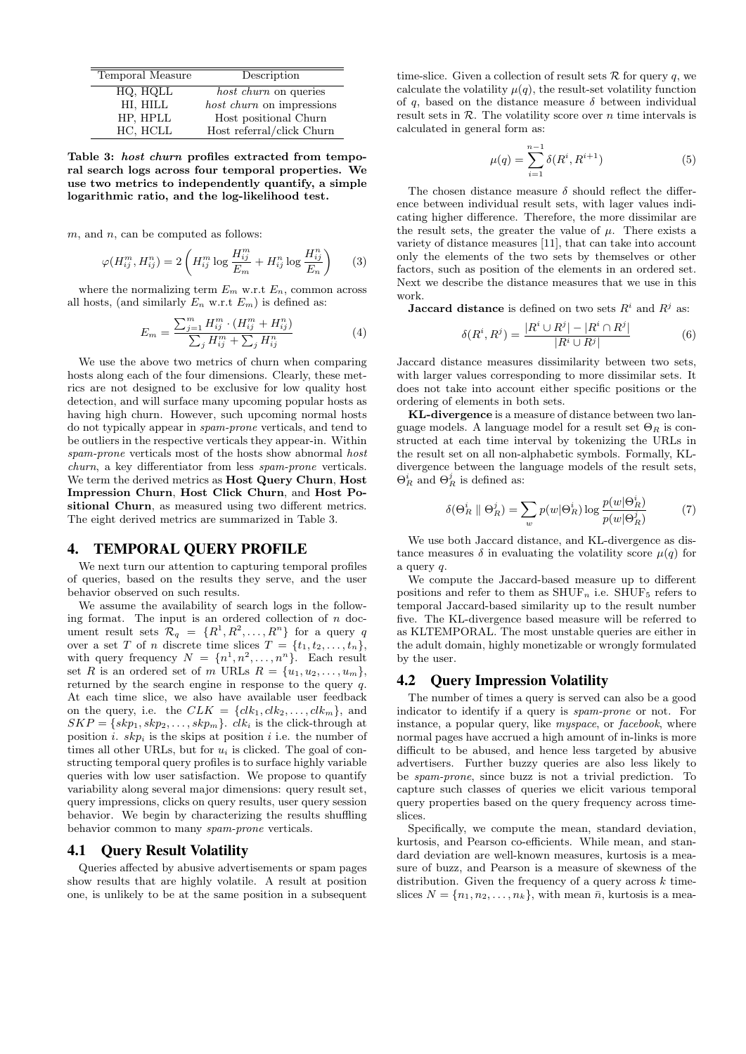| Temporal Measure | Description |
|---|---|
| HQ, HQLL | *host churn* on queries |
| HI, HILL | *host churn* on impressions |
| HP, HPLL | Host positional Churn |
| HC, HCLL | Host referral/click Churn |

**Table 3: *host churn* profiles extracted from temporal search logs across four temporal properties. We use two metrics to independently quantify, a simple logarithmic ratio, and the log-likelihood test.**

$m$, and $n$, can be computed as follows:

$$\varphi(H_{ij}^m, H_{ij}^n) = 2\left(H_{ij}^m \log \frac{H_{ij}^m}{E_m} + H_{ij}^n \log \frac{H_{ij}^n}{E_n}\right) \quad (3)$$

where the normalizing term $E_m$ w.r.t $E_n$, common across all hosts, (and similarly $E_n$ w.r.t $E_m$) is defined as:

$$E_m = \frac{\sum_{j=1}^{m} H_{ij}^m \cdot (H_{ij}^m + H_{ij}^n)}{\sum_j H_{ij}^m + \sum_j H_{ij}^n} \quad (4)$$

We use the above two metrics of churn when comparing hosts along each of the four dimensions. Clearly, these metrics are not designed to be exclusive for low quality host detection, and will surface many upcoming popular hosts as having high churn. However, such upcoming normal hosts do not typically appear in *spam-prone* verticals, and tend to be outliers in the respective verticals they appear-in. Within *spam-prone* verticals most of the hosts show abnormal *host churn*, a key differentiator from less *spam-prone* verticals. We term the derived metrics as **Host Query Churn**, **Host Impression Churn**, **Host Click Churn**, and **Host Positional Churn**, as measured using two different metrics. The eight derived metrics are summarized in Table 3.

## 4. TEMPORAL QUERY PROFILE

We next turn our attention to capturing temporal profiles of queries, based on the results they serve, and the user behavior observed on such results.

We assume the availability of search logs in the following format. The input is an ordered collection of $n$ document result sets $\mathcal{R}_q = \{R^1, R^2, \ldots, R^n\}$ for a query $q$ over a set $T$ of $n$ discrete time slices $T = \{t_1, t_2, \ldots, t_n\}$, with query frequency $N = \{n^1, n^2, \ldots, n^n\}$. Each result set $R$ is an ordered set of $m$ URLs $R = \{u_1, u_2, \ldots, u_m\}$, returned by the search engine in response to the query $q$. At each time slice, we also have available user feedback on the query, i.e. the $CLK = \{clk_1, clk_2, \ldots, clk_m\}$, and $SKP = \{skp_1, skp_2, \ldots, skp_m\}$. $clk_i$ is the click-through at position $i$. $skp_i$ is the skips at position $i$ i.e. the number of times all other URLs, but for $u_i$ is clicked. The goal of constructing temporal query profiles is to surface highly variable queries with low user satisfaction. We propose to quantify variability along several major dimensions: query result set, query impressions, clicks on query results, user query session behavior. We begin by characterizing the results shuffling behavior common to many *spam-prone* verticals.

### 4.1 Query Result Volatility

Queries affected by abusive advertisements or spam pages show results that are highly volatile. A result at position one, is unlikely to be at the same position in a subsequent time-slice. Given a collection of result sets $\mathcal{R}$ for query $q$, we calculate the volatility $\mu(q)$, the result-set volatility function of $q$, based on the distance measure $\delta$ between individual result sets in $\mathcal{R}$. The volatility score over $n$ time intervals is calculated in general form as:

$$\mu(q) = \sum_{i=1}^{n-1} \delta(R^i, R^{i+1}) \quad (5)$$

The chosen distance measure $\delta$ should reflect the difference between individual result sets, with lager values indicating higher difference. Therefore, the more dissimilar are the result sets, the greater the value of $\mu$. There exists a variety of distance measures [11], that can take into account only the elements of the two sets by themselves or other factors, such as position of the elements in an ordered set. Next we describe the distance measures that we use in this work.

**Jaccard distance** is defined on two sets $R^i$ and $R^j$ as:

$$\delta(R^i, R^j) = \frac{|R^i \cup R^j| - |R^i \cap R^j|}{|R^i \cup R^j|} \quad (6)$$

Jaccard distance measures dissimilarity between two sets, with larger values corresponding to more dissimilar sets. It does not take into account either specific positions or the ordering of elements in both sets.

**KL-divergence** is a measure of distance between two language models. A language model for a result set $\Theta_R$ is constructed at each time interval by tokenizing the URLs in the result set on all non-alphabetic symbols. Formally, KL-divergence between the language models of the result sets, $\Theta_R^i$ and $\Theta_R^j$ is defined as:

$$\delta(\Theta_R^i \parallel \Theta_R^j) = \sum_w p(w|\Theta_R^i) \log \frac{p(w|\Theta_R^i)}{p(w|\Theta_R^j)} \quad (7)$$

We use both Jaccard distance, and KL-divergence as distance measures $\delta$ in evaluating the volatility score $\mu(q)$ for a query $q$.

We compute the Jaccard-based measure up to different positions and refer to them as $\text{SHUF}_n$ i.e. $\text{SHUF}_5$ refers to temporal Jaccard-based similarity up to the result number five. The KL-divergence based measure will be referred to as KLTEMPORAL. The most unstable queries are either in the adult domain, highly monetizable or wrongly formulated by the user.

### 4.2 Query Impression Volatility

The number of times a query is served can also be a good indicator to identify if a query is *spam-prone* or not. For instance, a popular query, like *myspace*, or *facebook*, where normal pages have accrued a high amount of in-links is more difficult to be abused, and hence less targeted by abusive advertisers. Further buzzy queries are also less likely to be *spam-prone*, since buzz is not a trivial prediction. To capture such classes of queries we elicit various temporal query properties based on the query frequency across time-slices.

Specifically, we compute the mean, standard deviation, kurtosis, and Pearson co-efficients. While mean, and standard deviation are well-known measures, kurtosis is a measure of buzz, and Pearson is a measure of skewness of the distribution. Given the frequency of a query across $k$ time-slices $N = \{n_1, n_2, \ldots, n_k\}$, with mean $\bar{n}$, kurtosis is a mea-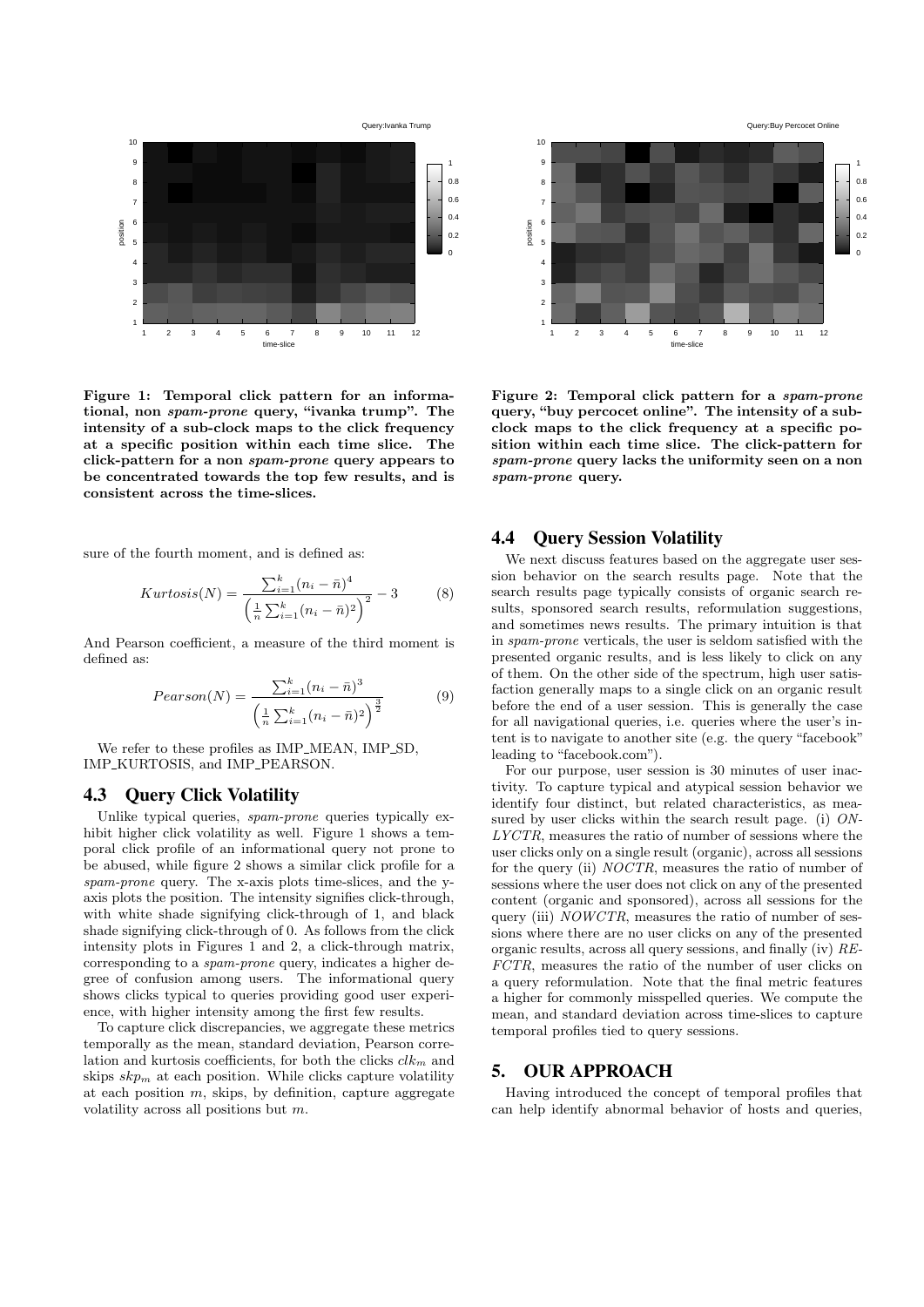**Figure 1: Temporal click pattern for an informational, non *spam-prone* query, "ivanka trump". The intensity of a sub-clock maps to the click frequency at a specific position within each time slice. The click-pattern for a non *spam-prone* query appears to be concentrated towards the top few results, and is consistent across the time-slices.**

**Figure 2: Temporal click pattern for a *spam-prone* query, "buy percocet online". The intensity of a sub-clock maps to the click frequency at a specific position within each time slice. The click-pattern for *spam-prone* query lacks the uniformity seen on a non *spam-prone* query.**

sure of the fourth moment, and is defined as:

$$Kurtosis(N) = \frac{\sum_{i=1}^{k}(n_i - \bar{n})^4}{\left(\frac{1}{n}\sum_{i=1}^{k}(n_i - \bar{n})^2\right)^2} - 3 \tag{8}$$

And Pearson coefficient, a measure of the third moment is defined as:

$$Pearson(N) = \frac{\sum_{i=1}^{k}(n_i - \bar{n})^3}{\left(\frac{1}{n}\sum_{i=1}^{k}(n_i - \bar{n})^2\right)^{\frac{3}{2}}} \tag{9}$$

We refer to these profiles as IMP_MEAN, IMP_SD, IMP_KURTOSIS, and IMP_PEARSON.

### 4.3 Query Click Volatility

Unlike typical queries, *spam-prone* queries typically exhibit higher click volatility as well. Figure 1 shows a temporal click profile of an informational query not prone to be abused, while figure 2 shows a similar click profile for a *spam-prone* query. The x-axis plots time-slices, and the y-axis plots the position. The intensity signifies click-through, with white shade signifying click-through of 1, and black shade signifying click-through of 0. As follows from the click intensity plots in Figures 1 and 2, a click-through matrix, corresponding to a *spam-prone* query, indicates a higher degree of confusion among users. The informational query shows clicks typical to queries providing good user experience, with higher intensity among the first few results.

To capture click discrepancies, we aggregate these metrics temporally as the mean, standard deviation, Pearson correlation and kurtosis coefficients, for both the clicks $clk_m$ and skips $skp_m$ at each position. While clicks capture volatility at each position $m$, skips, by definition, capture aggregate volatility across all positions but $m$.

### 4.4 Query Session Volatility

We next discuss features based on the aggregate user session behavior on the search results page. Note that the search results page typically consists of organic search results, sponsored search results, reformulation suggestions, and sometimes news results. The primary intuition is that in *spam-prone* verticals, the user is seldom satisfied with the presented organic results, and is less likely to click on any of them. On the other side of the spectrum, high user satisfaction generally maps to a single click on an organic result before the end of a user session. This is generally the case for all navigational queries, i.e. queries where the user's intent is to navigate to another site (e.g. the query "facebook" leading to "facebook.com").

For our purpose, user session is 30 minutes of user inactivity. To capture typical and atypical session behavior we identify four distinct, but related characteristics, as measured by user clicks within the search result page. (i) *ONLYCTR*, measures the ratio of number of sessions where the user clicks only on a single result (organic), across all sessions for the query (ii) *NOCTR*, measures the ratio of number of sessions where the user does not click on any of the presented content (organic and sponsored), across all sessions for the query (iii) *NOWCTR*, measures the ratio of number of sessions where there are no user clicks on any of the presented organic results, across all query sessions, and finally (iv) *REFCTR*, measures the ratio of the number of user clicks on a query reformulation. Note that the final metric features a higher for commonly misspelled queries. We compute the mean, and standard deviation across time-slices to capture temporal profiles tied to query sessions.

## 5. OUR APPROACH

Having introduced the concept of temporal profiles that can help identify abnormal behavior of hosts and queries,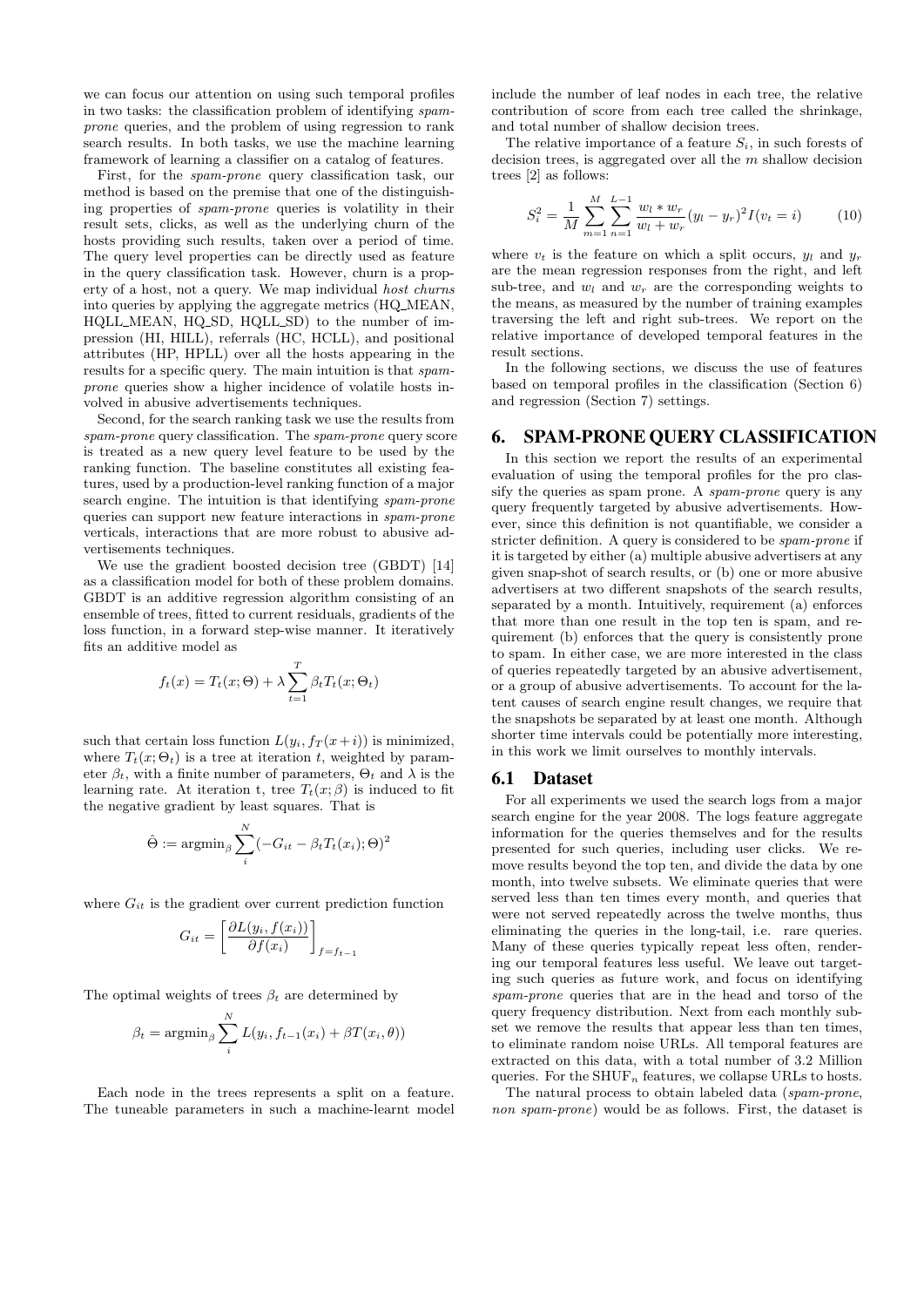we can focus our attention on using such temporal profiles in two tasks: the classification problem of identifying *spam-prone* queries, and the problem of using regression to rank search results. In both tasks, we use the machine learning framework of learning a classifier on a catalog of features.

First, for the *spam-prone* query classification task, our method is based on the premise that one of the distinguishing properties of *spam-prone* queries is volatility in their result sets, clicks, as well as the underlying churn of the hosts providing such results, taken over a period of time. The query level properties can be directly used as feature in the query classification task. However, churn is a property of a host, not a query. We map individual *host churns* into queries by applying the aggregate metrics (HQ_MEAN, HQLL_MEAN, HQ_SD, HQLL_SD) to the number of impression (HI, HILL), referrals (HC, HCLL), and positional attributes (HP, HPLL) over all the hosts appearing in the results for a specific query. The main intuition is that *spam-prone* queries show a higher incidence of volatile hosts involved in abusive advertisements techniques.

Second, for the search ranking task we use the results from *spam-prone* query classification. The *spam-prone* query score is treated as a new query level feature to be used by the ranking function. The baseline constitutes all existing features, used by a production-level ranking function of a major search engine. The intuition is that identifying *spam-prone* queries can support new feature interactions in *spam-prone* verticals, interactions that are more robust to abusive advertisements techniques.

We use the gradient boosted decision tree (GBDT) [14] as a classification model for both of these problem domains. GBDT is an additive regression algorithm consisting of an ensemble of trees, fitted to current residuals, gradients of the loss function, in a forward step-wise manner. It iteratively fits an additive model as

$$f_t(x) = T_t(x;\Theta) + \lambda \sum_{t=1}^{T} \beta_t T_t(x;\Theta_t)$$

such that certain loss function $L(y_i, f_T(x+i))$ is minimized, where $T_t(x;\Theta_t)$ is a tree at iteration $t$, weighted by parameter $\beta_t$, with a finite number of parameters, $\Theta_t$ and $\lambda$ is the learning rate. At iteration t, tree $T_t(x;\beta)$ is induced to fit the negative gradient by least squares. That is

$$\hat{\Theta} := \text{argmin}_{\beta} \sum_{i}^{N} (-G_{it} - \beta_t T_t(x_i);\Theta)^2$$

where $G_{it}$ is the gradient over current prediction function

$$G_{it} = \left[\frac{\partial L(y_i, f(x_i))}{\partial f(x_i)}\right]_{f=f_{t-1}}$$

The optimal weights of trees $\beta_t$ are determined by

$$\beta_t = \text{argmin}_{\beta} \sum_{i}^{N} L(y_i, f_{t-1}(x_i) + \beta T(x_i, \theta))$$

Each node in the trees represents a split on a feature. The tuneable parameters in such a machine-learnt model include the number of leaf nodes in each tree, the relative contribution of score from each tree called the shrinkage, and total number of shallow decision trees.

The relative importance of a feature $S_i$, in such forests of decision trees, is aggregated over all the $m$ shallow decision trees [2] as follows:

$$S_i^2 = \frac{1}{M} \sum_{m=1}^{M} \sum_{n=1}^{L-1} \frac{w_l * w_r}{w_l + w_r} (y_l - y_r)^2 I(v_t = i) \tag{10}$$

where $v_t$ is the feature on which a split occurs, $y_l$ and $y_r$ are the mean regression responses from the right, and left sub-tree, and $w_l$ and $w_r$ are the corresponding weights to the means, as measured by the number of training examples traversing the left and right sub-trees. We report on the relative importance of developed temporal features in the result sections.

In the following sections, we discuss the use of features based on temporal profiles in the classification (Section 6) and regression (Section 7) settings.

# 6. SPAM-PRONE QUERY CLASSIFICATION

In this section we report the results of an experimental evaluation of using the temporal profiles for the pro classify the queries as spam prone. A *spam-prone* query is any query frequently targeted by abusive advertisements. However, since this definition is not quantifiable, we consider a stricter definition. A query is considered to be *spam-prone* if it is targeted by either (a) multiple abusive advertisers at any given snap-shot of search results, or (b) one or more abusive advertisers at two different snapshots of the search results, separated by a month. Intuitively, requirement (a) enforces that more than one result in the top ten is spam, and requirement (b) enforces that the query is consistently prone to spam. In either case, we are more interested in the class of queries repeatedly targeted by an abusive advertisement, or a group of abusive advertisements. To account for the latent causes of search engine result changes, we require that the snapshots be separated by at least one month. Although shorter time intervals could be potentially more interesting, in this work we limit ourselves to monthly intervals.

## 6.1 Dataset

For all experiments we used the search logs from a major search engine for the year 2008. The logs feature aggregate information for the queries themselves and for the results presented for such queries, including user clicks. We remove results beyond the top ten, and divide the data by one month, into twelve subsets. We eliminate queries that were served less than ten times every month, and queries that were not served repeatedly across the twelve months, thus eliminating the queries in the long-tail, i.e. rare queries. Many of these queries typically repeat less often, rendering our temporal features less useful. We leave out targeting such queries as future work, and focus on identifying *spam-prone* queries that are in the head and torso of the query frequency distribution. Next from each monthly subset we remove the results that appear less than ten times, to eliminate random noise URLs. All temporal features are extracted on this data, with a total number of 3.2 Million queries. For the $\text{SHUF}_n$ features, we collapse URLs to hosts.

The natural process to obtain labeled data (*spam-prone, non spam-prone*) would be as follows. First, the dataset is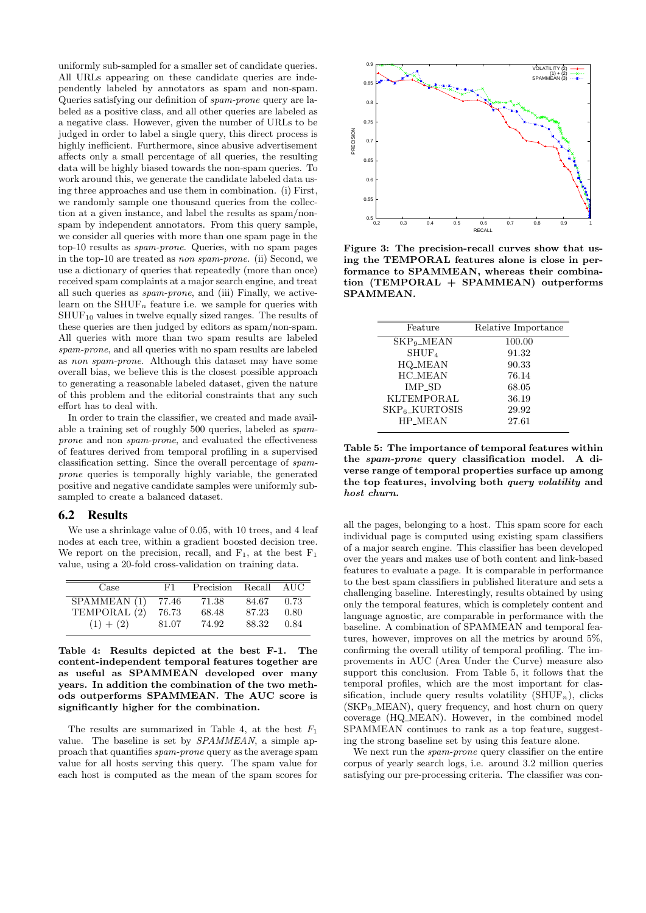uniformly sub-sampled for a smaller set of candidate queries. All URLs appearing on these candidate queries are independently labeled by annotators as spam and non-spam. Queries satisfying our definition of *spam-prone* query are labeled as a positive class, and all other queries are labeled as a negative class. However, given the number of URLs to be judged in order to label a single query, this direct process is highly inefficient. Furthermore, since abusive advertisement affects only a small percentage of all queries, the resulting data will be highly biased towards the non-spam queries. To work around this, we generate the candidate labeled data using three approaches and use them in combination. (i) First, we randomly sample one thousand queries from the collection at a given instance, and label the results as spam/non-spam by independent annotators. From this query sample, we consider all queries with more than one spam page in the top-10 results as *spam-prone*. Queries, with no spam pages in the top-10 are treated as *non spam-prone*. (ii) Second, we use a dictionary of queries that repeatedly (more than once) received spam complaints at a major search engine, and treat all such queries as *spam-prone*, and (iii) Finally, we active-learn on the $\mathrm{SHUF}_n$ feature i.e. we sample for queries with $\mathrm{SHUF}_{10}$ values in twelve equally sized ranges. The results of these queries are then judged by editors as spam/non-spam. All queries with more than two spam results are labeled *spam-prone*, and all queries with no spam results are labeled as *non spam-prone*. Although this dataset may have some overall bias, we believe this is the closest possible approach to generating a reasonable labeled dataset, given the nature of this problem and the editorial constraints that any such effort has to deal with.

In order to train the classifier, we created and made available a training set of roughly 500 queries, labeled as *spam-prone* and non *spam-prone*, and evaluated the effectiveness of features derived from temporal profiling in a supervised classification setting. Since the overall percentage of *spam-prone* queries is temporally highly variable, the generated positive and negative candidate samples were uniformly sub-sampled to create a balanced dataset.

## 6.2 Results

We use a shrinkage value of 0.05, with 10 trees, and 4 leaf nodes at each tree, within a gradient boosted decision tree. We report on the precision, recall, and $\mathrm{F}_1$, at the best $\mathrm{F}_1$ value, using a 20-fold cross-validation on training data.

| Case | F1 | Precision | Recall | AUC |
|---|---|---|---|---|
| SPAMMEAN (1) | 77.46 | 71.38 | 84.67 | 0.73 |
| TEMPORAL (2) | 76.73 | 68.48 | 87.23 | 0.80 |
| (1) + (2) | 81.07 | 74.92 | 88.32 | 0.84 |

**Table 4: Results depicted at the best F-1. The content-independent temporal features together are as useful as SPAMMEAN developed over many years. In addition the combination of the two methods outperforms SPAMMEAN. The AUC score is significantly higher for the combination.**

The results are summarized in Table 4, at the best $F_1$ value. The baseline is set by *SPAMMEAN*, a simple approach that quantifies *spam-prone* query as the average spam value for all hosts serving this query. The spam value for each host is computed as the mean of the spam scores for all the pages, belonging to a host. This spam score for each individual page is computed using existing spam classifiers of a major search engine. This classifier has been developed over the years and makes use of both content and link-based features to evaluate a page. It is comparable in performance to the best spam classifiers in published literature and sets a challenging baseline. Interestingly, results obtained by using only the temporal features, which is completely content and language agnostic, are comparable in performance with the baseline. A combination of SPAMMEAN and temporal features, however, improves on all the metrics by around 5%, confirming the overall utility of temporal profiling. The improvements in AUC (Area Under the Curve) measure also support this conclusion. From Table 5, it follows that the temporal profiles, which are the most important for classification, include query results volatility ($\mathrm{SHUF}_n$), clicks ($\mathrm{SKP}_9$_MEAN), query frequency, and host churn on query coverage (HQ_MEAN). However, in the combined model SPAMMEAN continues to rank as a top feature, suggesting the strong baseline set by using this feature alone.

**Figure 3: The precision-recall curves show that using the TEMPORAL features alone is close in performance to SPAMMEAN, whereas their combination (TEMPORAL + SPAMMEAN) outperforms SPAMMEAN.**

| Feature | Relative Importance |
|---|---|
| $\mathrm{SKP}_9$_MEAN | 100.00 |
| $\mathrm{SHUF}_4$ | 91.32 |
| HQ_MEAN | 90.33 |
| HC_MEAN | 76.14 |
| IMP_SD | 68.05 |
| KLTEMPORAL | 36.19 |
| $\mathrm{SKP}_6$_KURTOSIS | 29.92 |
| HP_MEAN | 27.61 |

**Table 5: The importance of temporal features within the *spam-prone* query classification model. A diverse range of temporal properties surface up among the top features, involving both *query volatility* and *host churn*.**

We next run the *spam-prone* query classifier on the entire corpus of yearly search logs, i.e. around 3.2 million queries satisfying our pre-processing criteria. The classifier was con-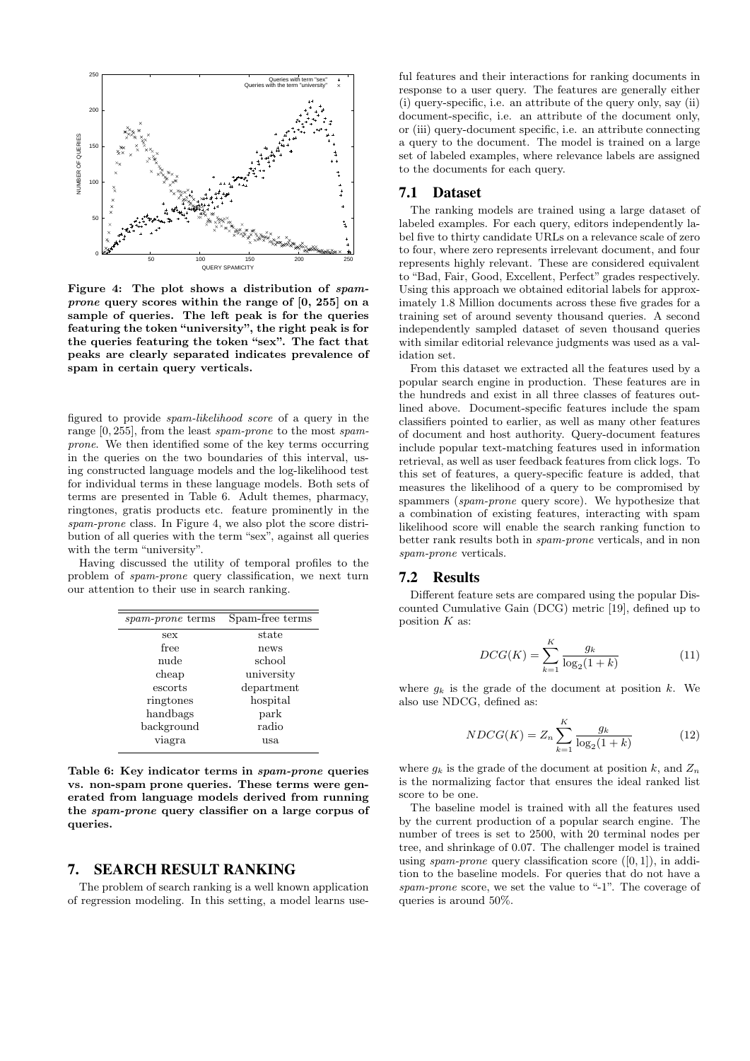Figure 4: The plot shows a distribution of *spam-prone* query scores within the range of [0, 255] on a sample of queries. The left peak is for the queries featuring the token "university", the right peak is for the queries featuring the token "sex". The fact that peaks are clearly separated indicates prevalence of spam in certain query verticals.

figured to provide *spam-likelihood score* of a query in the range $[0, 255]$, from the least *spam-prone* to the most *spam-prone*. We then identified some of the key terms occurring in the queries on the two boundaries of this interval, using constructed language models and the log-likelihood test for individual terms in these language models. Both sets of terms are presented in Table 6. Adult themes, pharmacy, ringtones, gratis products etc. feature prominently in the *spam-prone* class. In Figure 4, we also plot the score distribution of all queries with the term "sex", against all queries with the term "university".

Having discussed the utility of temporal profiles to the problem of *spam-prone* query classification, we next turn our attention to their use in search ranking.

| *spam-prone* terms | Spam-free terms |
|---|---|
| sex | state |
| free | news |
| nude | school |
| cheap | university |
| escorts | department |
| ringtones | hospital |
| handbags | park |
| background | radio |
| viagra | usa |

Table 6: Key indicator terms in *spam-prone* queries vs. non-spam prone queries. These terms were generated from language models derived from running the *spam-prone* query classifier on a large corpus of queries.

# 7. SEARCH RESULT RANKING

The problem of search ranking is a well known application of regression modeling. In this setting, a model learns useful features and their interactions for ranking documents in response to a user query. The features are generally either (i) query-specific, i.e. an attribute of the query only, say (ii) document-specific, i.e. an attribute of the document only, or (iii) query-document specific, i.e. an attribute connecting a query to the document. The model is trained on a large set of labeled examples, where relevance labels are assigned to the documents for each query.

## 7.1 Dataset

The ranking models are trained using a large dataset of labeled examples. For each query, editors independently label five to thirty candidate URLs on a relevance scale of zero to four, where zero represents irrelevant document, and four represents highly relevant. These are considered equivalent to "Bad, Fair, Good, Excellent, Perfect" grades respectively. Using this approach we obtained editorial labels for approximately 1.8 Million documents across these five grades for a training set of around seventy thousand queries. A second independently sampled dataset of seven thousand queries with similar editorial relevance judgments was used as a validation set.

From this dataset we extracted all the features used by a popular search engine in production. These features are in the hundreds and exist in all three classes of features outlined above. Document-specific features include the spam classifiers pointed to earlier, as well as many other features of document and host authority. Query-document features include popular text-matching features used in information retrieval, as well as user feedback features from click logs. To this set of features, a query-specific feature is added, that measures the likelihood of a query to be compromised by spammers (*spam-prone* query score). We hypothesize that a combination of existing features, interacting with spam likelihood score will enable the search ranking function to better rank results both in *spam-prone* verticals, and in non *spam-prone* verticals.

## 7.2 Results

Different feature sets are compared using the popular Discounted Cumulative Gain (DCG) metric [19], defined up to position $K$ as:

$$DCG(K) = \sum_{k=1}^{K} \frac{g_k}{\log_2(1+k)} \tag{11}$$

where $g_k$ is the grade of the document at position $k$. We also use NDCG, defined as:

$$NDCG(K) = Z_n \sum_{k=1}^{K} \frac{g_k}{\log_2(1+k)} \tag{12}$$

where $g_k$ is the grade of the document at position $k$, and $Z_n$ is the normalizing factor that ensures the ideal ranked list score to be one.

The baseline model is trained with all the features used by the current production of a popular search engine. The number of trees is set to 2500, with 20 terminal nodes per tree, and shrinkage of 0.07. The challenger model is trained using *spam-prone* query classification score ($[0, 1]$), in addition to the baseline models. For queries that do not have a *spam-prone* score, we set the value to "-1". The coverage of queries is around 50%.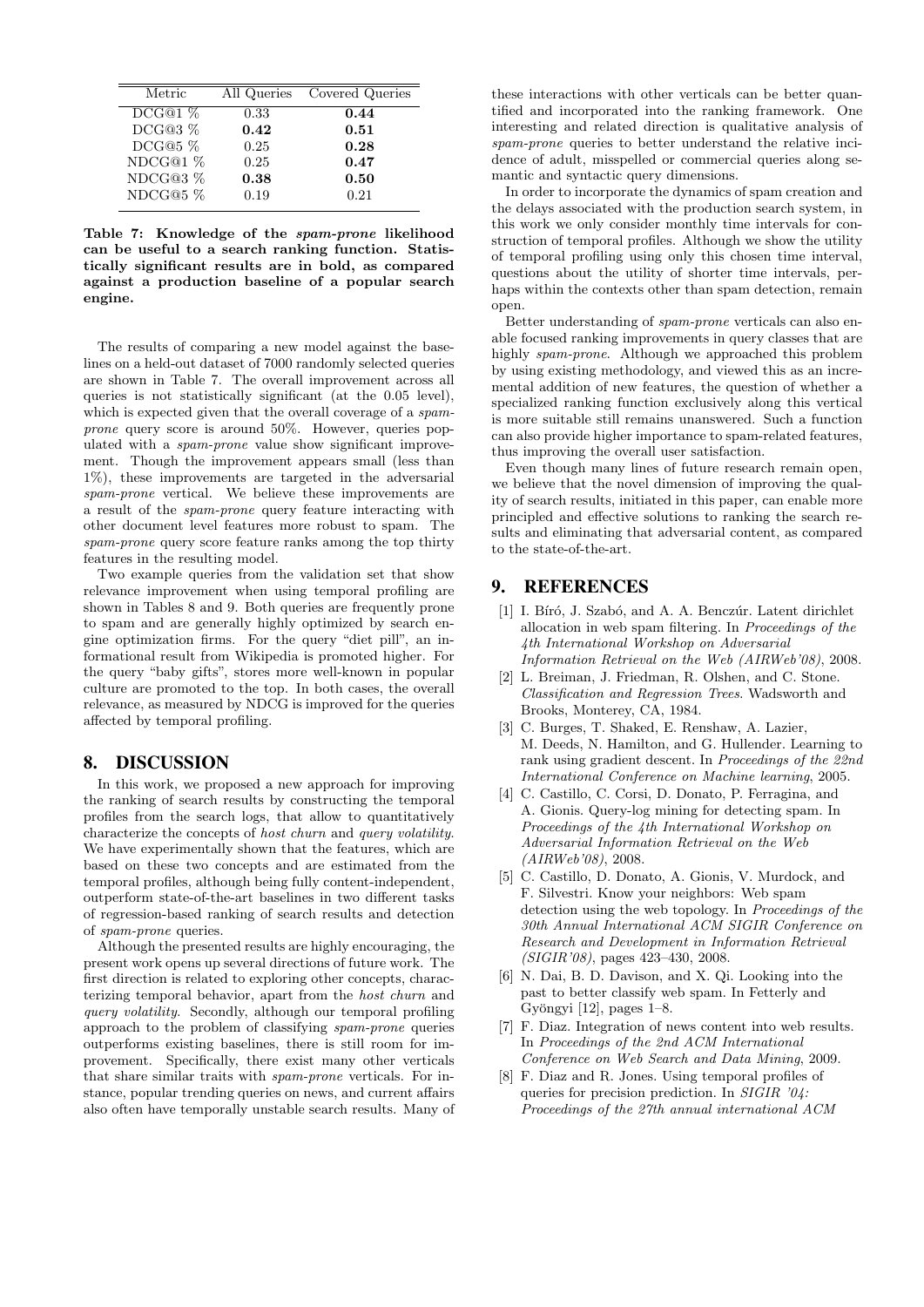| Metric | All Queries | Covered Queries |
|---|---|---|
| DCG@1 % | 0.33 | **0.44** |
| DCG@3 % | **0.42** | **0.51** |
| DCG@5 % | 0.25 | **0.28** |
| NDCG@1 % | 0.25 | **0.47** |
| NDCG@3 % | **0.38** | **0.50** |
| NDCG@5 % | 0.19 | 0.21 |

**Table 7: Knowledge of the *spam-prone* likelihood can be useful to a search ranking function. Statistically significant results are in bold, as compared against a production baseline of a popular search engine.**

The results of comparing a new model against the baselines on a held-out dataset of 7000 randomly selected queries are shown in Table 7. The overall improvement across all queries is not statistically significant (at the 0.05 level), which is expected given that the overall coverage of a *spam-prone* query score is around 50%. However, queries populated with a *spam-prone* value show significant improvement. Though the improvement appears small (less than 1%), these improvements are targeted in the adversarial *spam-prone* vertical. We believe these improvements are a result of the *spam-prone* query feature interacting with other document level features more robust to spam. The *spam-prone* query score feature ranks among the top thirty features in the resulting model.

Two example queries from the validation set that show relevance improvement when using temporal profiling are shown in Tables 8 and 9. Both queries are frequently prone to spam and are generally highly optimized by search engine optimization firms. For the query "diet pill", an informational result from Wikipedia is promoted higher. For the query "baby gifts", stores more well-known in popular culture are promoted to the top. In both cases, the overall relevance, as measured by NDCG is improved for the queries affected by temporal profiling.

## 8. DISCUSSION

In this work, we proposed a new approach for improving the ranking of search results by constructing the temporal profiles from the search logs, that allow to quantitatively characterize the concepts of *host churn* and *query volatility*. We have experimentally shown that the features, which are based on these two concepts and are estimated from the temporal profiles, although being fully content-independent, outperform state-of-the-art baselines in two different tasks of regression-based ranking of search results and detection of *spam-prone* queries.

Although the presented results are highly encouraging, the present work opens up several directions of future work. The first direction is related to exploring other concepts, characterizing temporal behavior, apart from the *host churn* and *query volatility*. Secondly, although our temporal profiling approach to the problem of classifying *spam-prone* queries outperforms existing baselines, there is still room for improvement. Specifically, there exist many other verticals that share similar traits with *spam-prone* verticals. For instance, popular trending queries on news, and current affairs also often have temporally unstable search results. Many of these interactions with other verticals can be better quantified and incorporated into the ranking framework. One interesting and related direction is qualitative analysis of *spam-prone* queries to better understand the relative incidence of adult, misspelled or commercial queries along semantic and syntactic query dimensions.

In order to incorporate the dynamics of spam creation and the delays associated with the production search system, in this work we only consider monthly time intervals for construction of temporal profiles. Although we show the utility of temporal profiling using only this chosen time interval, questions about the utility of shorter time intervals, perhaps within the contexts other than spam detection, remain open.

Better understanding of *spam-prone* verticals can also enable focused ranking improvements in query classes that are highly *spam-prone*. Although we approached this problem by using existing methodology, and viewed this as an incremental addition of new features, the question of whether a specialized ranking function exclusively along this vertical is more suitable still remains unanswered. Such a function can also provide higher importance to spam-related features, thus improving the overall user satisfaction.

Even though many lines of future research remain open, we believe that the novel dimension of improving the quality of search results, initiated in this paper, can enable more principled and effective solutions to ranking the search results and eliminating that adversarial content, as compared to the state-of-the-art.

## 9. REFERENCES

[1] I. Bíró, J. Szabó, and A. A. Benczúr. Latent dirichlet allocation in web spam filtering. In *Proceedings of the 4th International Workshop on Adversarial Information Retrieval on the Web (AIRWeb'08)*, 2008.

[2] L. Breiman, J. Friedman, R. Olshen, and C. Stone. *Classification and Regression Trees*. Wadsworth and Brooks, Monterey, CA, 1984.

[3] C. Burges, T. Shaked, E. Renshaw, A. Lazier, M. Deeds, N. Hamilton, and G. Hullender. Learning to rank using gradient descent. In *Proceedings of the 22nd International Conference on Machine learning*, 2005.

[4] C. Castillo, C. Corsi, D. Donato, P. Ferragina, and A. Gionis. Query-log mining for detecting spam. In *Proceedings of the 4th International Workshop on Adversarial Information Retrieval on the Web (AIRWeb'08)*, 2008.

[5] C. Castillo, D. Donato, A. Gionis, V. Murdock, and F. Silvestri. Know your neighbors: Web spam detection using the web topology. In *Proceedings of the 30th Annual International ACM SIGIR Conference on Research and Development in Information Retrieval (SIGIR'08)*, pages 423–430, 2008.

[6] N. Dai, B. D. Davison, and X. Qi. Looking into the past to better classify web spam. In Fetterly and Gyöngyi [12], pages 1–8.

[7] F. Diaz. Integration of news content into web results. In *Proceedings of the 2nd ACM International Conference on Web Search and Data Mining*, 2009.

[8] F. Diaz and R. Jones. Using temporal profiles of queries for precision prediction. In *SIGIR '04: Proceedings of the 27th annual international ACM*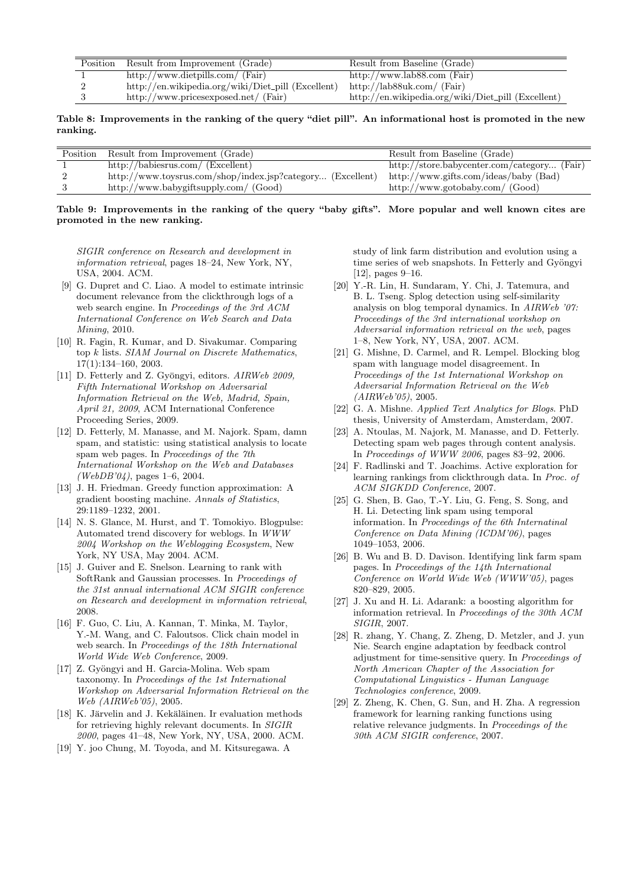| Position | Result from Improvement (Grade) | Result from Baseline (Grade) |
| --- | --- | --- |
| 1 | http://www.dietpills.com/ (Fair) | http://www.lab88.com (Fair) |
| 2 | http://en.wikipedia.org/wiki/Diet_pill (Excellent) | http://lab88uk.com/ (Fair) |
| 3 | http://www.pricesexposed.net/ (Fair) | http://en.wikipedia.org/wiki/Diet_pill (Excellent) |

**Table 8: Improvements in the ranking of the query "diet pill". An informational host is promoted in the new ranking.**

| Position | Result from Improvement (Grade) | Result from Baseline (Grade) |
| --- | --- | --- |
| 1 | http://babiesrus.com/ (Excellent) | http://store.babycenter.com/category... (Fair) |
| 2 | http://www.toysrus.com/shop/index.jsp?category... (Excellent) | http://www.gifts.com/ideas/baby (Bad) |
| 3 | http://www.babygiftsupply.com/ (Good) | http://www.gotobaby.com/ (Good) |

**Table 9: Improvements in the ranking of the query "baby gifts". More popular and well known cites are promoted in the new ranking.**

*SIGIR conference on Research and development in information retrieval*, pages 18–24, New York, NY, USA, 2004. ACM.

[9] G. Dupret and C. Liao. A model to estimate intrinsic document relevance from the clickthrough logs of a web search engine. In *Proceedings of the 3rd ACM International Conference on Web Search and Data Mining*, 2010.

[10] R. Fagin, R. Kumar, and D. Sivakumar. Comparing top *k* lists. *SIAM Journal on Discrete Mathematics*, 17(1):134–160, 2003.

[11] D. Fetterly and Z. Gyöngyi, editors. *AIRWeb 2009, Fifth International Workshop on Adversarial Information Retrieval on the Web, Madrid, Spain, April 21, 2009*, ACM International Conference Proceeding Series, 2009.

[12] D. Fetterly, M. Manasse, and M. Najork. Spam, damn spam, and statistic: using statistical analysis to locate spam web pages. In *Proceedings of the 7th International Workshop on the Web and Databases (WebDB'04)*, pages 1–6, 2004.

[13] J. H. Friedman. Greedy function approximation: A gradient boosting machine. *Annals of Statistics*, 29:1189–1232, 2001.

[14] N. S. Glance, M. Hurst, and T. Tomokiyo. Blogpulse: Automated trend discovery for weblogs. In *WWW 2004 Workshop on the Weblogging Ecosystem*, New York, NY USA, May 2004. ACM.

[15] J. Guiver and E. Snelson. Learning to rank with SoftRank and Gaussian processes. In *Proceedings of the 31st annual international ACM SIGIR conference on Research and development in information retrieval*, 2008.

[16] F. Guo, C. Liu, A. Kannan, T. Minka, M. Taylor, Y.-M. Wang, and C. Faloutsos. Click chain model in web search. In *Proceedings of the 18th International World Wide Web Conference*, 2009.

[17] Z. Gyöngyi and H. Garcia-Molina. Web spam taxonomy. In *Proceedings of the 1st International Workshop on Adversarial Information Retrieval on the Web (AIRWeb'05)*, 2005.

[18] K. Järvelin and J. Kekäläinen. Ir evaluation methods for retrieving highly relevant documents. In *SIGIR 2000*, pages 41–48, New York, NY, USA, 2000. ACM.

[19] Y. joo Chung, M. Toyoda, and M. Kitsuregawa. A study of link farm distribution and evolution using a time series of web snapshots. In Fetterly and Gyöngyi [12], pages 9–16.

[20] Y.-R. Lin, H. Sundaram, Y. Chi, J. Tatemura, and B. L. Tseng. Splog detection using self-similarity analysis on blog temporal dynamics. In *AIRWeb '07: Proceedings of the 3rd international workshop on Adversarial information retrieval on the web*, pages 1–8, New York, NY, USA, 2007. ACM.

[21] G. Mishne, D. Carmel, and R. Lempel. Blocking blog spam with language model disagreement. In *Proceedings of the 1st International Workshop on Adversarial Information Retrieval on the Web (AIRWeb'05)*, 2005.

[22] G. A. Mishne. *Applied Text Analytics for Blogs*. PhD thesis, University of Amsterdam, Amsterdam, 2007.

[23] A. Ntoulas, M. Najork, M. Manasse, and D. Fetterly. Detecting spam web pages through content analysis. In *Proceedings of WWW 2006*, pages 83–92, 2006.

[24] F. Radlinski and T. Joachims. Active exploration for learning rankings from clickthrough data. In *Proc. of ACM SIGKDD Conference*, 2007.

[25] G. Shen, B. Gao, T.-Y. Liu, G. Feng, S. Song, and H. Li. Detecting link spam using temporal information. In *Proceedings of the 6th Internatinal Conference on Data Mining (ICDM'06)*, pages 1049–1053, 2006.

[26] B. Wu and B. D. Davison. Identifying link farm spam pages. In *Proceedings of the 14th International Conference on World Wide Web (WWW'05)*, pages 820–829, 2005.

[27] J. Xu and H. Li. Adarank: a boosting algorithm for information retrieval. In *Proceedings of the 30th ACM SIGIR*, 2007.

[28] R. zhang, Y. Chang, Z. Zheng, D. Metzler, and J. yun Nie. Search engine adaptation by feedback control adjustment for time-sensitive query. In *Proceedings of North American Chapter of the Association for Computational Linguistics - Human Language Technologies conference*, 2009.

[29] Z. Zheng, K. Chen, G. Sun, and H. Zha. A regression framework for learning ranking functions using relative relevance judgments. In *Proceedings of the 30th ACM SIGIR conference*, 2007.